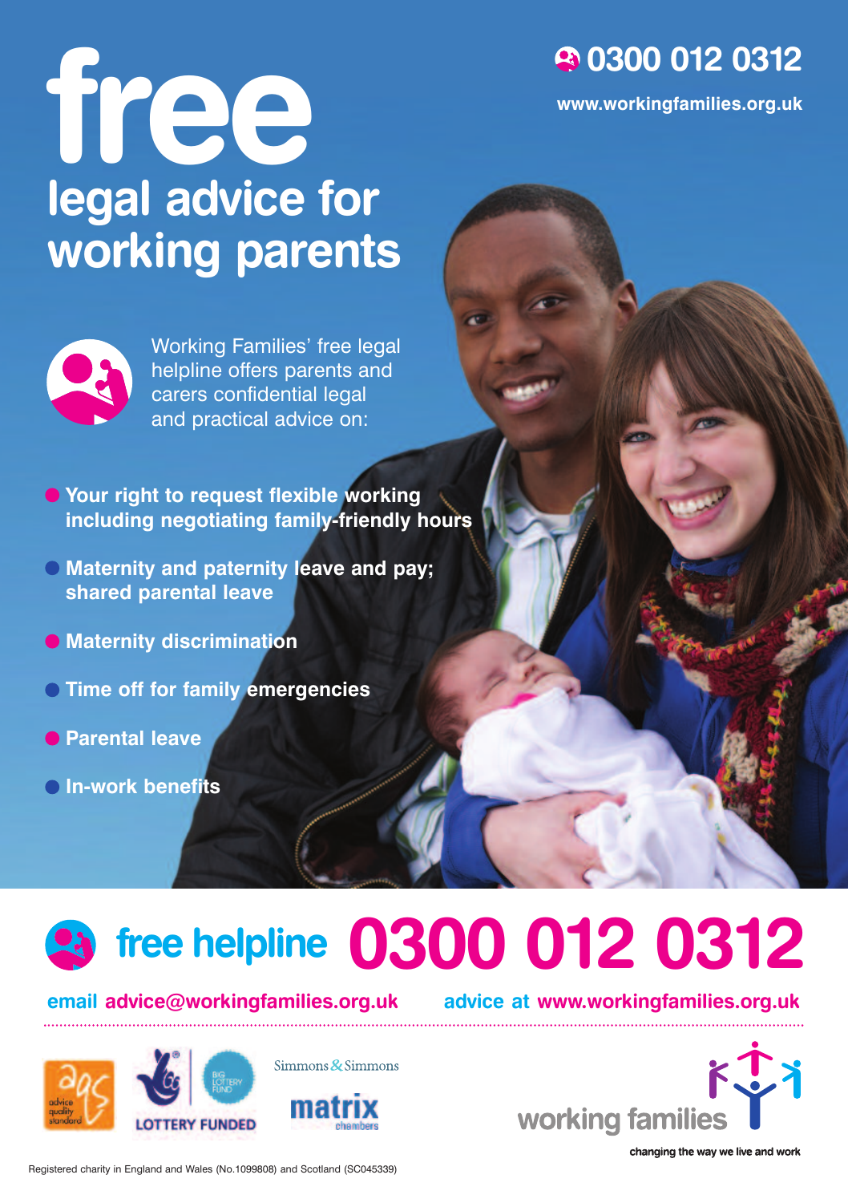# free legal advice for working parents

0300 012 0312

www.workingfamilies.org.uk

Working Families' free legal helpline offers parents and carers confidential legal and practical advice on:

- **Your right to request flexible working including negotiating family-friendly hours**
- **Maternity and paternity leave and pay; shared parental leave**
- **Maternity discrimination**
- **Time off for family emergencies**
- **Parental leave**
- **In-work benefits**

## free helpline 0300 012 0312

email **advice@workingfamilies.org.uk** advice at **www.workingfamilies.org.uk**

advice quality standard

LOTTERY FUNDED

BIG LOTTERY FUND

Simmons & Simmons

matrix chambers

working families

changing the way we live and work

Registered charity in England and Wales (No.1099808) and Scotland (SC045339)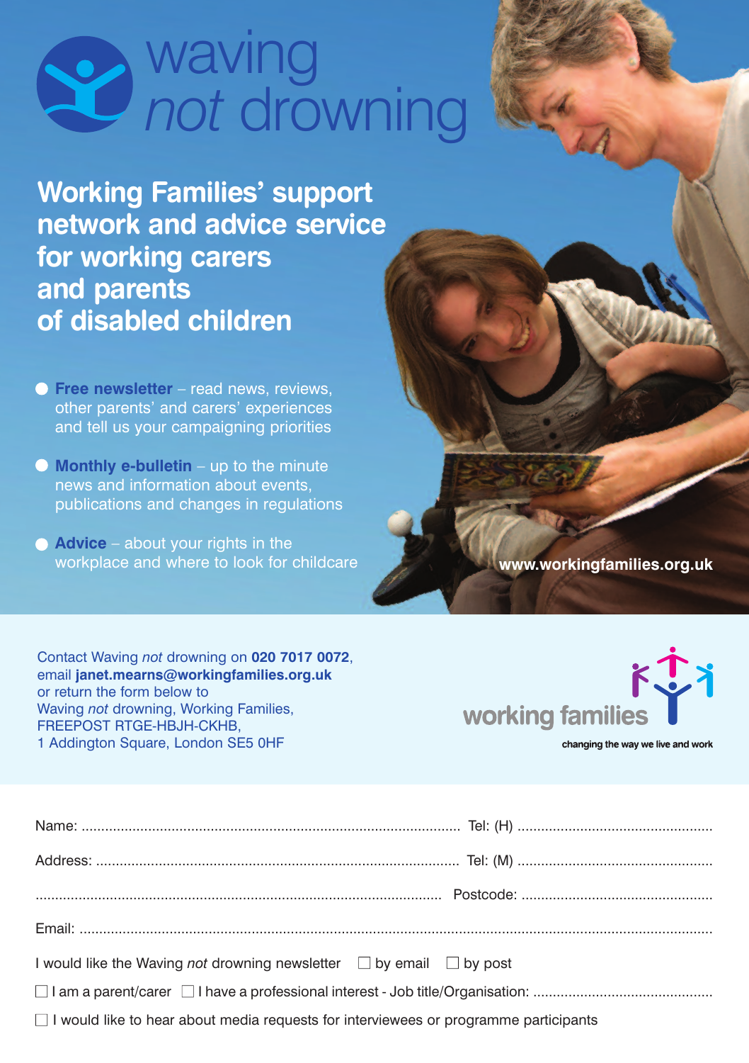# waving *not* drowning

## Working Families' support network and advice service for working carers and parents of disabled children

- **Free newsletter** – read news, reviews, other parents' and carers' experiences and tell us your campaigning priorities
- **Monthly e-bulletin** – up to the minute news and information about events, publications and changes in regulations
- **Advice** – about your rights in the workplace and where to look for childcare

www.workingfamilies.org.uk

Contact Waving *not* drowning on **020 7017 0072**,
email **janet.mearns@workingfamilies.org.uk**
or return the form below to
Waving *not* drowning, Working Families,
FREEPOST RTGE-HBJH-CKHB,
1 Addington Square, London SE5 0HF

working families
changing the way we live and work

Name: ........................................................................................... Tel: (H) ..................................................

Address: ....................................................................................... Tel: (M) ..................................................

........................................................................................................ Postcode: ................................................

Email: ..............................................................................................................................................................

I would like the Waving *not* drowning newsletter ☐ by email ☐ by post

☐ I am a parent/carer ☐ I have a professional interest - Job title/Organisation: ..............................................

☐ I would like to hear about media requests for interviewees or programme participants